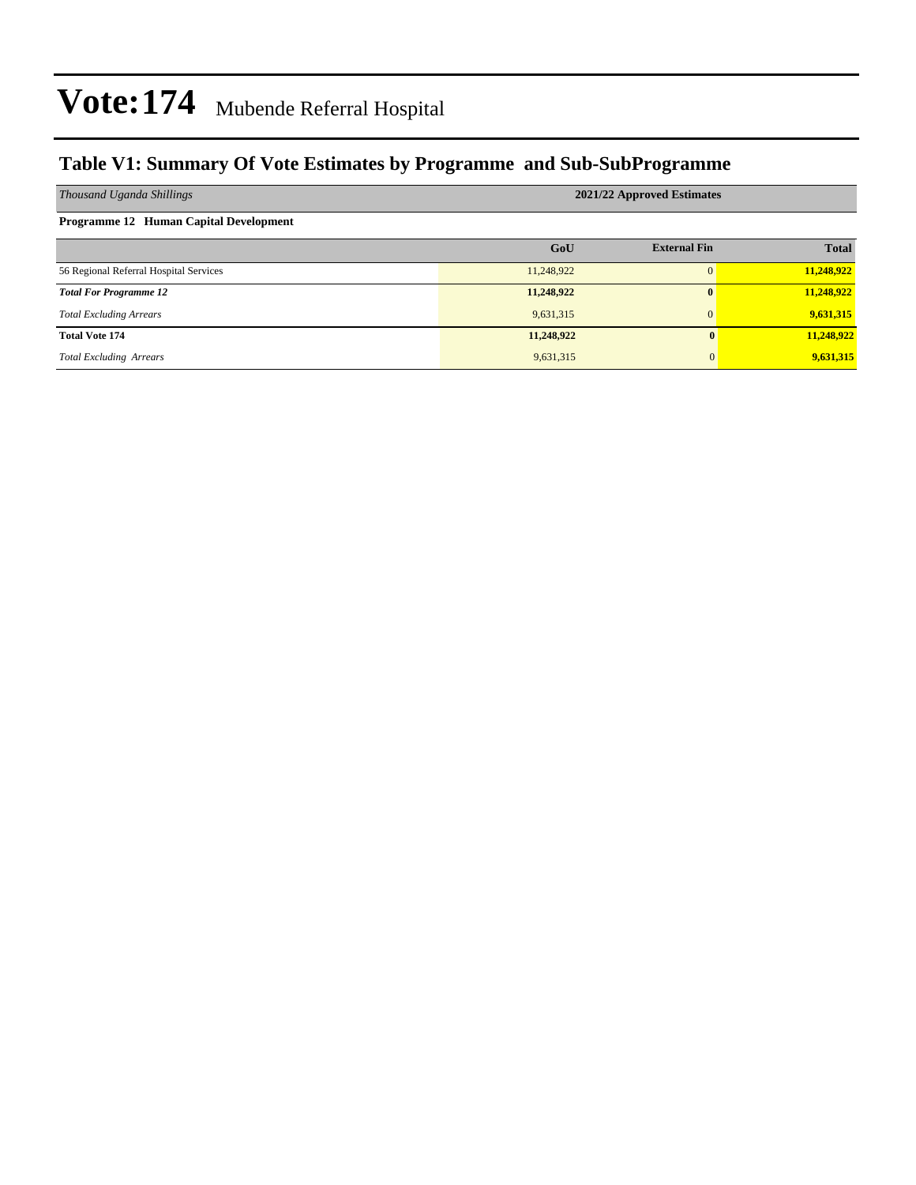# Vote:174 Mubende Referral Hospital

## Table V1: Summary Of Vote Estimates by Programme and Sub-SubProgramme

| *Thousand Uganda Shillings* | 2021/22 Approved Estimates | | |
|---|---|---|---|
| **Programme 12 Human Capital Development** | | | |
| | **GoU** | **External Fin** | **Total** |
| 56 Regional Referral Hospital Services | 11,248,922 | 0 | **11,248,922** |
| ***Total For Programme 12*** | **11,248,922** | **0** | **11,248,922** |
| *Total Excluding Arrears* | 9,631,315 | 0 | **9,631,315** |
| **Total Vote 174** | **11,248,922** | **0** | **11,248,922** |
| *Total Excluding Arrears* | 9,631,315 | 0 | **9,631,315** |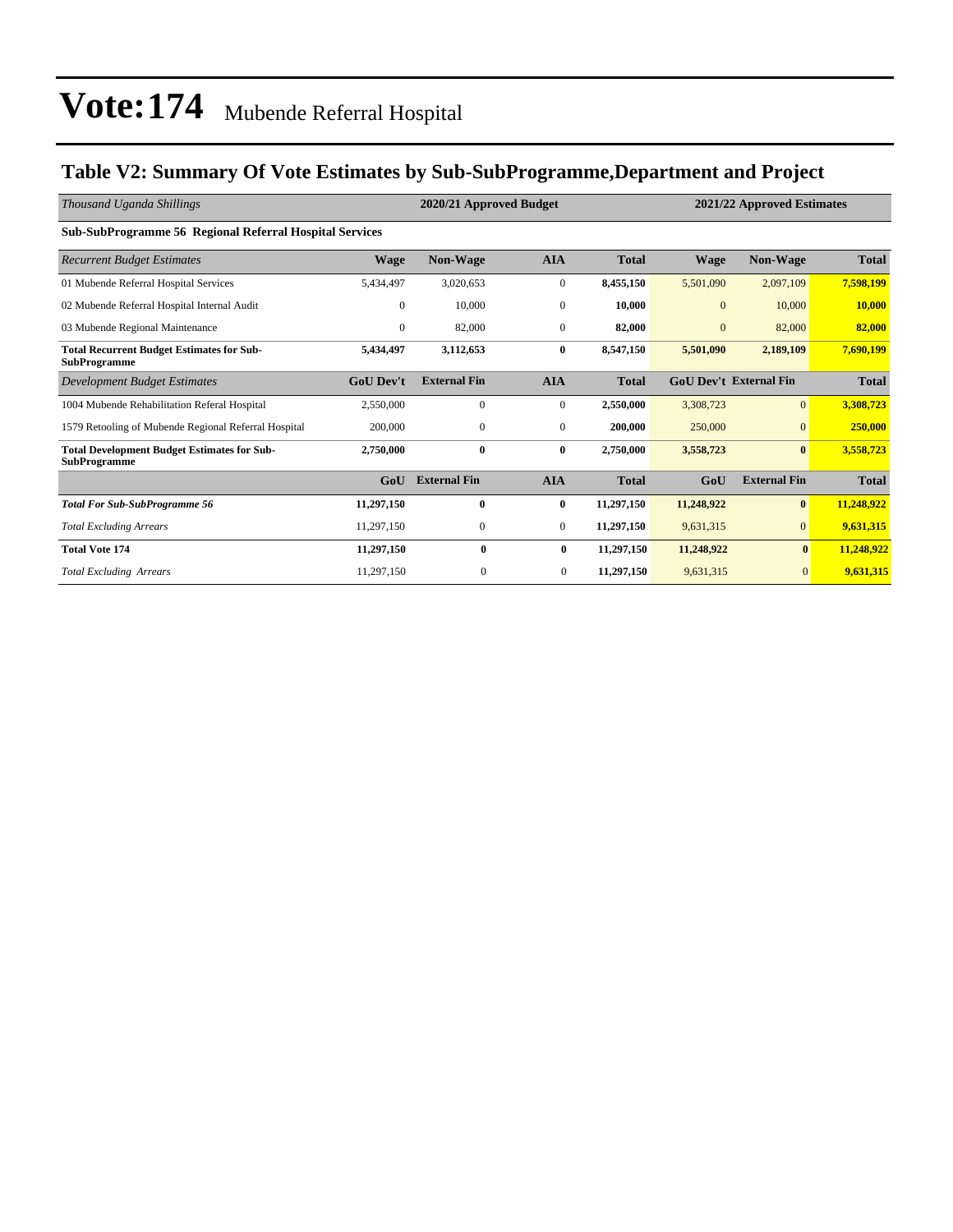# Vote:174 Mubende Referral Hospital

## Table V2: Summary Of Vote Estimates by Sub-SubProgramme,Department and Project

| *Thousand Uganda Shillings* | 2020/21 Approved Budget | | | | 2021/22 Approved Estimates | | |
|---|---|---|---|---|---|---|---|
| **Sub-SubProgramme 56 Regional Referral Hospital Services** | | | | | | | |
| *Recurrent Budget Estimates* | **Wage** | **Non-Wage** | **AIA** | **Total** | **Wage** | **Non-Wage** | **Total** |
| 01 Mubende Referral Hospital Services | 5,434,497 | 3,020,653 | 0 | **8,455,150** | 5,501,090 | 2,097,109 | **7,598,199** |
| 02 Mubende Referral Hospital Internal Audit | 0 | 10,000 | 0 | **10,000** | 0 | 10,000 | **10,000** |
| 03 Mubende Regional Maintenance | 0 | 82,000 | 0 | **82,000** | 0 | 82,000 | **82,000** |
| **Total Recurrent Budget Estimates for Sub-SubProgramme** | **5,434,497** | **3,112,653** | **0** | **8,547,150** | **5,501,090** | **2,189,109** | **7,690,199** |
| *Development Budget Estimates* | **GoU Dev't** | **External Fin** | **AIA** | **Total** | **GoU Dev't** | **External Fin** | **Total** |
| 1004 Mubende Rehabilitation Referal Hospital | 2,550,000 | 0 | 0 | **2,550,000** | 3,308,723 | 0 | **3,308,723** |
| 1579 Retooling of Mubende Regional Referral Hospital | 200,000 | 0 | 0 | **200,000** | 250,000 | 0 | **250,000** |
| **Total Development Budget Estimates for Sub-SubProgramme** | **2,750,000** | **0** | **0** | **2,750,000** | **3,558,723** | **0** | **3,558,723** |
| | **GoU** | **External Fin** | **AIA** | **Total** | **GoU** | **External Fin** | **Total** |
| ***Total For Sub-SubProgramme 56*** | **11,297,150** | **0** | **0** | **11,297,150** | **11,248,922** | **0** | **11,248,922** |
| *Total Excluding Arrears* | 11,297,150 | 0 | 0 | **11,297,150** | 9,631,315 | 0 | **9,631,315** |
| **Total Vote 174** | **11,297,150** | **0** | **0** | **11,297,150** | **11,248,922** | **0** | **11,248,922** |
| *Total Excluding Arrears* | 11,297,150 | 0 | 0 | **11,297,150** | 9,631,315 | 0 | **9,631,315** |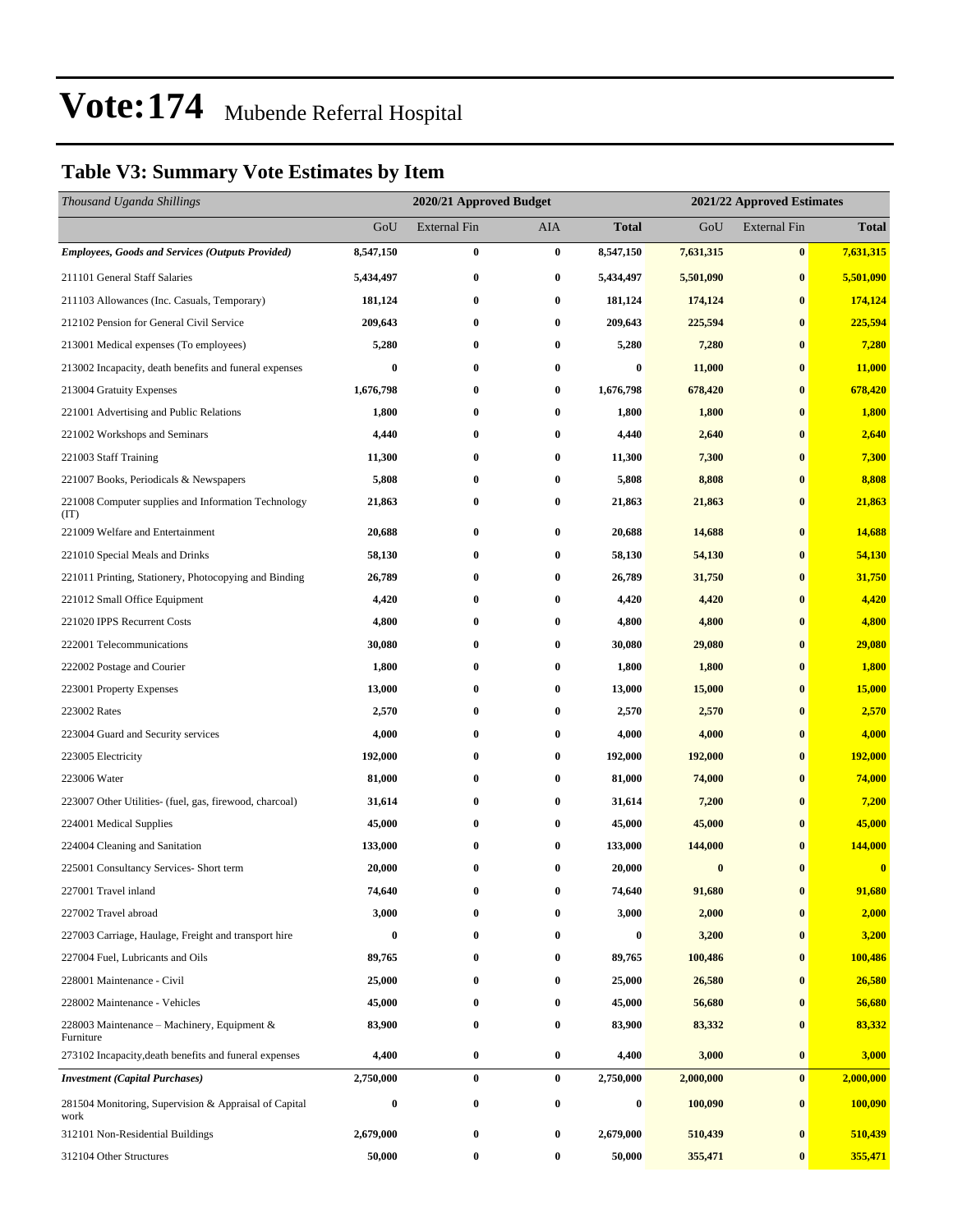# Vote:174 Mubende Referral Hospital

## Table V3: Summary Vote Estimates by Item

| *Thousand Uganda Shillings* | 2020/21 Approved Budget | | | | 2021/22 Approved Estimates | | |
|---|---|---|---|---|---|---|---|
| | GoU | External Fin | AIA | **Total** | GoU | External Fin | **Total** |
| ***Employees, Goods and Services (Outputs Provided)*** | **8,547,150** | **0** | **0** | **8,547,150** | **7,631,315** | **0** | **7,631,315** |
| 211101 General Staff Salaries | **5,434,497** | **0** | **0** | **5,434,497** | **5,501,090** | **0** | **5,501,090** |
| 211103 Allowances (Inc. Casuals, Temporary) | **181,124** | **0** | **0** | **181,124** | **174,124** | **0** | **174,124** |
| 212102 Pension for General Civil Service | **209,643** | **0** | **0** | **209,643** | **225,594** | **0** | **225,594** |
| 213001 Medical expenses (To employees) | **5,280** | **0** | **0** | **5,280** | **7,280** | **0** | **7,280** |
| 213002 Incapacity, death benefits and funeral expenses | **0** | **0** | **0** | **0** | **11,000** | **0** | **11,000** |
| 213004 Gratuity Expenses | **1,676,798** | **0** | **0** | **1,676,798** | **678,420** | **0** | **678,420** |
| 221001 Advertising and Public Relations | **1,800** | **0** | **0** | **1,800** | **1,800** | **0** | **1,800** |
| 221002 Workshops and Seminars | **4,440** | **0** | **0** | **4,440** | **2,640** | **0** | **2,640** |
| 221003 Staff Training | **11,300** | **0** | **0** | **11,300** | **7,300** | **0** | **7,300** |
| 221007 Books, Periodicals & Newspapers | **5,808** | **0** | **0** | **5,808** | **8,808** | **0** | **8,808** |
| 221008 Computer supplies and Information Technology (IT) | **21,863** | **0** | **0** | **21,863** | **21,863** | **0** | **21,863** |
| 221009 Welfare and Entertainment | **20,688** | **0** | **0** | **20,688** | **14,688** | **0** | **14,688** |
| 221010 Special Meals and Drinks | **58,130** | **0** | **0** | **58,130** | **54,130** | **0** | **54,130** |
| 221011 Printing, Stationery, Photocopying and Binding | **26,789** | **0** | **0** | **26,789** | **31,750** | **0** | **31,750** |
| 221012 Small Office Equipment | **4,420** | **0** | **0** | **4,420** | **4,420** | **0** | **4,420** |
| 221020 IPPS Recurrent Costs | **4,800** | **0** | **0** | **4,800** | **4,800** | **0** | **4,800** |
| 222001 Telecommunications | **30,080** | **0** | **0** | **30,080** | **29,080** | **0** | **29,080** |
| 222002 Postage and Courier | **1,800** | **0** | **0** | **1,800** | **1,800** | **0** | **1,800** |
| 223001 Property Expenses | **13,000** | **0** | **0** | **13,000** | **15,000** | **0** | **15,000** |
| 223002 Rates | **2,570** | **0** | **0** | **2,570** | **2,570** | **0** | **2,570** |
| 223004 Guard and Security services | **4,000** | **0** | **0** | **4,000** | **4,000** | **0** | **4,000** |
| 223005 Electricity | **192,000** | **0** | **0** | **192,000** | **192,000** | **0** | **192,000** |
| 223006 Water | **81,000** | **0** | **0** | **81,000** | **74,000** | **0** | **74,000** |
| 223007 Other Utilities- (fuel, gas, firewood, charcoal) | **31,614** | **0** | **0** | **31,614** | **7,200** | **0** | **7,200** |
| 224001 Medical Supplies | **45,000** | **0** | **0** | **45,000** | **45,000** | **0** | **45,000** |
| 224004 Cleaning and Sanitation | **133,000** | **0** | **0** | **133,000** | **144,000** | **0** | **144,000** |
| 225001 Consultancy Services- Short term | **20,000** | **0** | **0** | **20,000** | **0** | **0** | **0** |
| 227001 Travel inland | **74,640** | **0** | **0** | **74,640** | **91,680** | **0** | **91,680** |
| 227002 Travel abroad | **3,000** | **0** | **0** | **3,000** | **2,000** | **0** | **2,000** |
| 227003 Carriage, Haulage, Freight and transport hire | **0** | **0** | **0** | **0** | **3,200** | **0** | **3,200** |
| 227004 Fuel, Lubricants and Oils | **89,765** | **0** | **0** | **89,765** | **100,486** | **0** | **100,486** |
| 228001 Maintenance - Civil | **25,000** | **0** | **0** | **25,000** | **26,580** | **0** | **26,580** |
| 228002 Maintenance - Vehicles | **45,000** | **0** | **0** | **45,000** | **56,680** | **0** | **56,680** |
| 228003 Maintenance – Machinery, Equipment & Furniture | **83,900** | **0** | **0** | **83,900** | **83,332** | **0** | **83,332** |
| 273102 Incapacity,death benefits and funeral expenses | **4,400** | **0** | **0** | **4,400** | **3,000** | **0** | **3,000** |
| ***Investment (Capital Purchases)*** | **2,750,000** | **0** | **0** | **2,750,000** | **2,000,000** | **0** | **2,000,000** |
| 281504 Monitoring, Supervision & Appraisal of Capital work | **0** | **0** | **0** | **0** | **100,090** | **0** | **100,090** |
| 312101 Non-Residential Buildings | **2,679,000** | **0** | **0** | **2,679,000** | **510,439** | **0** | **510,439** |
| 312104 Other Structures | **50,000** | **0** | **0** | **50,000** | **355,471** | **0** | **355,471** |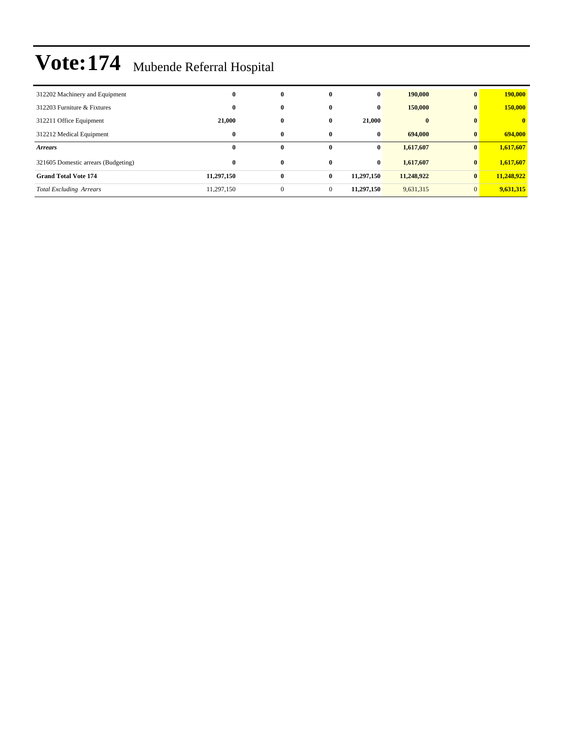# Vote:174 Mubende Referral Hospital

| | | | | | | | |
|---|---|---|---|---|---|---|---|
| 312202 Machinery and Equipment | **0** | **0** | **0** | **0** | **190,000** | **0** | **190,000** |
| 312203 Furniture & Fixtures | **0** | **0** | **0** | **0** | **150,000** | **0** | **150,000** |
| 312211 Office Equipment | **21,000** | **0** | **0** | **21,000** | **0** | **0** | **0** |
| 312212 Medical Equipment | **0** | **0** | **0** | **0** | **694,000** | **0** | **694,000** |
| ***Arrears*** | **0** | **0** | **0** | **0** | **1,617,607** | **0** | **1,617,607** |
| 321605 Domestic arrears (Budgeting) | **0** | **0** | **0** | **0** | **1,617,607** | **0** | **1,617,607** |
| **Grand Total Vote 174** | **11,297,150** | **0** | **0** | **11,297,150** | **11,248,922** | **0** | **11,248,922** |
| *Total Excluding Arrears* | 11,297,150 | 0 | 0 | **11,297,150** | 9,631,315 | 0 | **9,631,315** |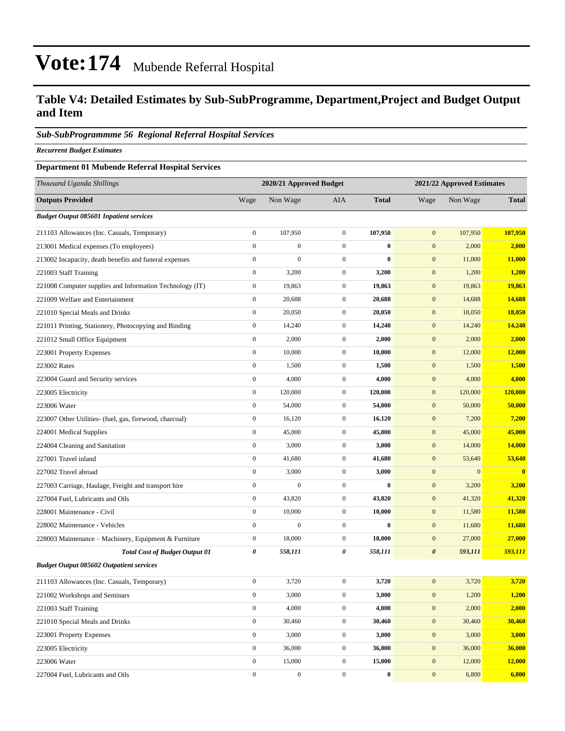# Vote:174 Mubende Referral Hospital

## Table V4: Detailed Estimates by Sub-SubProgramme, Department,Project and Budget Output and Item

### *Sub-SubProgrammme 56 Regional Referral Hospital Services*

***Recurrent Budget Estimates***

**Department 01 Mubende Referral Hospital Services**

| *Thousand Uganda Shillings* | 2020/21 Approved Budget | | | | 2021/22 Approved Estimates | | |
|---|---|---|---|---|---|---|---|
| **Outputs Provided** | Wage | Non Wage | AIA | **Total** | Wage | Non Wage | **Total** |
| ***Budget Output 085601 Inpatient services*** | | | | | | | |
| 211103 Allowances (Inc. Casuals, Temporary) | 0 | 107,950 | 0 | **107,950** | 0 | 107,950 | **107,950** |
| 213001 Medical expenses (To employees) | 0 | 0 | 0 | **0** | 0 | 2,000 | **2,000** |
| 213002 Incapacity, death benefits and funeral expenses | 0 | 0 | 0 | **0** | 0 | 11,000 | **11,000** |
| 221003 Staff Training | 0 | 3,200 | 0 | **3,200** | 0 | 1,200 | **1,200** |
| 221008 Computer supplies and Information Technology (IT) | 0 | 19,863 | 0 | **19,863** | 0 | 19,863 | **19,863** |
| 221009 Welfare and Entertainment | 0 | 20,688 | 0 | **20,688** | 0 | 14,688 | **14,688** |
| 221010 Special Meals and Drinks | 0 | 20,050 | 0 | **20,050** | 0 | 18,050 | **18,050** |
| 221011 Printing, Stationery, Photocopying and Binding | 0 | 14,240 | 0 | **14,240** | 0 | 14,240 | **14,240** |
| 221012 Small Office Equipment | 0 | 2,000 | 0 | **2,000** | 0 | 2,000 | **2,000** |
| 223001 Property Expenses | 0 | 10,000 | 0 | **10,000** | 0 | 12,000 | **12,000** |
| 223002 Rates | 0 | 1,500 | 0 | **1,500** | 0 | 1,500 | **1,500** |
| 223004 Guard and Security services | 0 | 4,000 | 0 | **4,000** | 0 | 4,000 | **4,000** |
| 223005 Electricity | 0 | 120,000 | 0 | **120,000** | 0 | 120,000 | **120,000** |
| 223006 Water | 0 | 54,000 | 0 | **54,000** | 0 | 50,000 | **50,000** |
| 223007 Other Utilities- (fuel, gas, firewood, charcoal) | 0 | 16,120 | 0 | **16,120** | 0 | 7,200 | **7,200** |
| 224001 Medical Supplies | 0 | 45,000 | 0 | **45,000** | 0 | 45,000 | **45,000** |
| 224004 Cleaning and Sanitation | 0 | 3,000 | 0 | **3,000** | 0 | 14,000 | **14,000** |
| 227001 Travel inland | 0 | 41,680 | 0 | **41,680** | 0 | 53,640 | **53,640** |
| 227002 Travel abroad | 0 | 3,000 | 0 | **3,000** | 0 | 0 | **0** |
| 227003 Carriage, Haulage, Freight and transport hire | 0 | 0 | 0 | **0** | 0 | 3,200 | **3,200** |
| 227004 Fuel, Lubricants and Oils | 0 | 43,820 | 0 | **43,820** | 0 | 41,320 | **41,320** |
| 228001 Maintenance - Civil | 0 | 10,000 | 0 | **10,000** | 0 | 11,580 | **11,580** |
| 228002 Maintenance - Vehicles | 0 | 0 | 0 | **0** | 0 | 11,680 | **11,680** |
| 228003 Maintenance – Machinery, Equipment & Furniture | 0 | 18,000 | 0 | **18,000** | 0 | 27,000 | **27,000** |
| ***Total Cost of Budget Output 01*** | ***0*** | ***558,111*** | ***0*** | ***558,111*** | ***0*** | ***593,111*** | ***593,111*** |
| ***Budget Output 085602 Outpatient services*** | | | | | | | |
| 211103 Allowances (Inc. Casuals, Temporary) | 0 | 3,720 | 0 | **3,720** | 0 | 3,720 | **3,720** |
| 221002 Workshops and Seminars | 0 | 3,000 | 0 | **3,000** | 0 | 1,200 | **1,200** |
| 221003 Staff Training | 0 | 4,000 | 0 | **4,000** | 0 | 2,000 | **2,000** |
| 221010 Special Meals and Drinks | 0 | 30,460 | 0 | **30,460** | 0 | 30,460 | **30,460** |
| 223001 Property Expenses | 0 | 3,000 | 0 | **3,000** | 0 | 3,000 | **3,000** |
| 223005 Electricity | 0 | 36,000 | 0 | **36,000** | 0 | 36,000 | **36,000** |
| 223006 Water | 0 | 15,000 | 0 | **15,000** | 0 | 12,000 | **12,000** |
| 227004 Fuel, Lubricants and Oils | 0 | 0 | 0 | **0** | 0 | 6,800 | **6,800** |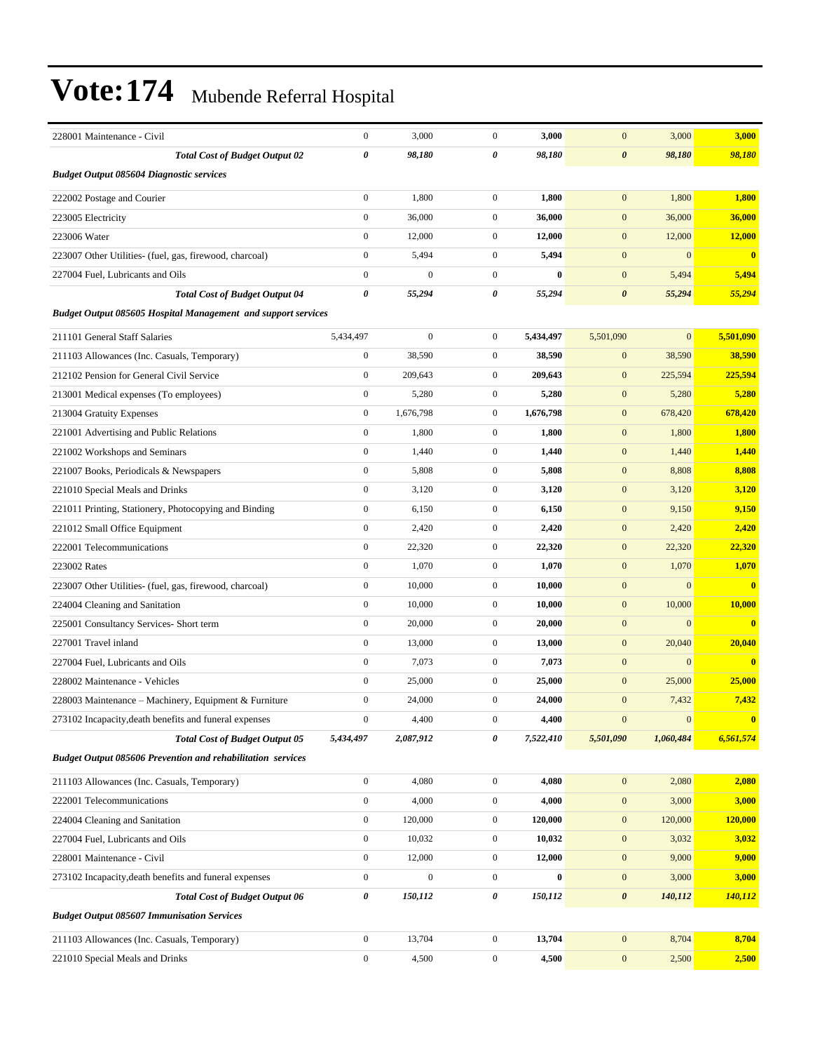# Vote:174 Mubende Referral Hospital

| | | | | | | | |
|---|---|---|---|---|---|---|---|
| 228001 Maintenance - Civil | 0 | 3,000 | 0 | **3,000** | 0 | 3,000 | **3,000** |
| ***Total Cost of Budget Output 02*** | ***0*** | ***98,180*** | ***0*** | ***98,180*** | ***0*** | ***98,180*** | ***98,180*** |
| ***Budget Output 085604 Diagnostic services*** | | | | | | | |
| 222002 Postage and Courier | 0 | 1,800 | 0 | **1,800** | 0 | 1,800 | **1,800** |
| 223005 Electricity | 0 | 36,000 | 0 | **36,000** | 0 | 36,000 | **36,000** |
| 223006 Water | 0 | 12,000 | 0 | **12,000** | 0 | 12,000 | **12,000** |
| 223007 Other Utilities- (fuel, gas, firewood, charcoal) | 0 | 5,494 | 0 | **5,494** | 0 | 0 | **0** |
| 227004 Fuel, Lubricants and Oils | 0 | 0 | 0 | **0** | 0 | 5,494 | **5,494** |
| ***Total Cost of Budget Output 04*** | ***0*** | ***55,294*** | ***0*** | ***55,294*** | ***0*** | ***55,294*** | ***55,294*** |
| ***Budget Output 085605 Hospital Management and support services*** | | | | | | | |
| 211101 General Staff Salaries | 5,434,497 | 0 | 0 | **5,434,497** | 5,501,090 | 0 | **5,501,090** |
| 211103 Allowances (Inc. Casuals, Temporary) | 0 | 38,590 | 0 | **38,590** | 0 | 38,590 | **38,590** |
| 212102 Pension for General Civil Service | 0 | 209,643 | 0 | **209,643** | 0 | 225,594 | **225,594** |
| 213001 Medical expenses (To employees) | 0 | 5,280 | 0 | **5,280** | 0 | 5,280 | **5,280** |
| 213004 Gratuity Expenses | 0 | 1,676,798 | 0 | **1,676,798** | 0 | 678,420 | **678,420** |
| 221001 Advertising and Public Relations | 0 | 1,800 | 0 | **1,800** | 0 | 1,800 | **1,800** |
| 221002 Workshops and Seminars | 0 | 1,440 | 0 | **1,440** | 0 | 1,440 | **1,440** |
| 221007 Books, Periodicals & Newspapers | 0 | 5,808 | 0 | **5,808** | 0 | 8,808 | **8,808** |
| 221010 Special Meals and Drinks | 0 | 3,120 | 0 | **3,120** | 0 | 3,120 | **3,120** |
| 221011 Printing, Stationery, Photocopying and Binding | 0 | 6,150 | 0 | **6,150** | 0 | 9,150 | **9,150** |
| 221012 Small Office Equipment | 0 | 2,420 | 0 | **2,420** | 0 | 2,420 | **2,420** |
| 222001 Telecommunications | 0 | 22,320 | 0 | **22,320** | 0 | 22,320 | **22,320** |
| 223002 Rates | 0 | 1,070 | 0 | **1,070** | 0 | 1,070 | **1,070** |
| 223007 Other Utilities- (fuel, gas, firewood, charcoal) | 0 | 10,000 | 0 | **10,000** | 0 | 0 | **0** |
| 224004 Cleaning and Sanitation | 0 | 10,000 | 0 | **10,000** | 0 | 10,000 | **10,000** |
| 225001 Consultancy Services- Short term | 0 | 20,000 | 0 | **20,000** | 0 | 0 | **0** |
| 227001 Travel inland | 0 | 13,000 | 0 | **13,000** | 0 | 20,040 | **20,040** |
| 227004 Fuel, Lubricants and Oils | 0 | 7,073 | 0 | **7,073** | 0 | 0 | **0** |
| 228002 Maintenance - Vehicles | 0 | 25,000 | 0 | **25,000** | 0 | 25,000 | **25,000** |
| 228003 Maintenance – Machinery, Equipment & Furniture | 0 | 24,000 | 0 | **24,000** | 0 | 7,432 | **7,432** |
| 273102 Incapacity,death benefits and funeral expenses | 0 | 4,400 | 0 | **4,400** | 0 | 0 | **0** |
| ***Total Cost of Budget Output 05*** | ***5,434,497*** | ***2,087,912*** | ***0*** | ***7,522,410*** | ***5,501,090*** | ***1,060,484*** | ***6,561,574*** |
| ***Budget Output 085606 Prevention and rehabilitation services*** | | | | | | | |
| 211103 Allowances (Inc. Casuals, Temporary) | 0 | 4,080 | 0 | **4,080** | 0 | 2,080 | **2,080** |
| 222001 Telecommunications | 0 | 4,000 | 0 | **4,000** | 0 | 3,000 | **3,000** |
| 224004 Cleaning and Sanitation | 0 | 120,000 | 0 | **120,000** | 0 | 120,000 | **120,000** |
| 227004 Fuel, Lubricants and Oils | 0 | 10,032 | 0 | **10,032** | 0 | 3,032 | **3,032** |
| 228001 Maintenance - Civil | 0 | 12,000 | 0 | **12,000** | 0 | 9,000 | **9,000** |
| 273102 Incapacity,death benefits and funeral expenses | 0 | 0 | 0 | **0** | 0 | 3,000 | **3,000** |
| ***Total Cost of Budget Output 06*** | ***0*** | ***150,112*** | ***0*** | ***150,112*** | ***0*** | ***140,112*** | ***140,112*** |
| ***Budget Output 085607 Immunisation Services*** | | | | | | | |
| 211103 Allowances (Inc. Casuals, Temporary) | 0 | 13,704 | 0 | **13,704** | 0 | 8,704 | **8,704** |
| 221010 Special Meals and Drinks | 0 | 4,500 | 0 | **4,500** | 0 | 2,500 | **2,500** |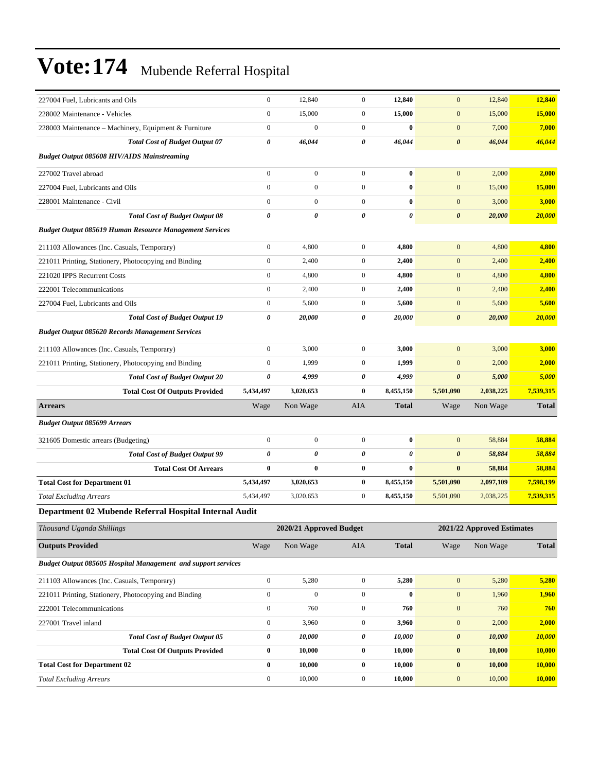# Vote:174 Mubende Referral Hospital

| | | | | | | | |
|---|---|---|---|---|---|---|---|
| 227004 Fuel, Lubricants and Oils | 0 | 12,840 | 0 | **12,840** | 0 | 12,840 | **12,840** |
| 228002 Maintenance - Vehicles | 0 | 15,000 | 0 | **15,000** | 0 | 15,000 | **15,000** |
| 228003 Maintenance – Machinery, Equipment & Furniture | 0 | 0 | 0 | **0** | 0 | 7,000 | **7,000** |
| ***Total Cost of Budget Output 07*** | ***0*** | ***46,044*** | ***0*** | ***46,044*** | ***0*** | ***46,044*** | ***46,044*** |
| ***Budget Output 085608 HIV/AIDS Mainstreaming*** | | | | | | | |
| 227002 Travel abroad | 0 | 0 | 0 | **0** | 0 | 2,000 | **2,000** |
| 227004 Fuel, Lubricants and Oils | 0 | 0 | 0 | **0** | 0 | 15,000 | **15,000** |
| 228001 Maintenance - Civil | 0 | 0 | 0 | **0** | 0 | 3,000 | **3,000** |
| ***Total Cost of Budget Output 08*** | ***0*** | ***0*** | ***0*** | ***0*** | ***0*** | ***20,000*** | ***20,000*** |
| ***Budget Output 085619 Human Resource Management Services*** | | | | | | | |
| 211103 Allowances (Inc. Casuals, Temporary) | 0 | 4,800 | 0 | **4,800** | 0 | 4,800 | **4,800** |
| 221011 Printing, Stationery, Photocopying and Binding | 0 | 2,400 | 0 | **2,400** | 0 | 2,400 | **2,400** |
| 221020 IPPS Recurrent Costs | 0 | 4,800 | 0 | **4,800** | 0 | 4,800 | **4,800** |
| 222001 Telecommunications | 0 | 2,400 | 0 | **2,400** | 0 | 2,400 | **2,400** |
| 227004 Fuel, Lubricants and Oils | 0 | 5,600 | 0 | **5,600** | 0 | 5,600 | **5,600** |
| ***Total Cost of Budget Output 19*** | ***0*** | ***20,000*** | ***0*** | ***20,000*** | ***0*** | ***20,000*** | ***20,000*** |
| ***Budget Output 085620 Records Management Services*** | | | | | | | |
| 211103 Allowances (Inc. Casuals, Temporary) | 0 | 3,000 | 0 | **3,000** | 0 | 3,000 | **3,000** |
| 221011 Printing, Stationery, Photocopying and Binding | 0 | 1,999 | 0 | **1,999** | 0 | 2,000 | **2,000** |
| ***Total Cost of Budget Output 20*** | ***0*** | ***4,999*** | ***0*** | ***4,999*** | ***0*** | ***5,000*** | ***5,000*** |
| **Total Cost Of Outputs Provided** | **5,434,497** | **3,020,653** | **0** | **8,455,150** | **5,501,090** | **2,038,225** | **7,539,315** |
| **Arrears** | Wage | Non Wage | AIA | **Total** | Wage | Non Wage | **Total** |
| ***Budget Output 085699 Arrears*** | | | | | | | |
| 321605 Domestic arrears (Budgeting) | 0 | 0 | 0 | **0** | 0 | 58,884 | **58,884** |
| ***Total Cost of Budget Output 99*** | ***0*** | ***0*** | ***0*** | ***0*** | ***0*** | ***58,884*** | ***58,884*** |
| **Total Cost Of Arrears** | **0** | **0** | **0** | **0** | **0** | **58,884** | **58,884** |
| **Total Cost for Department 01** | **5,434,497** | **3,020,653** | **0** | **8,455,150** | **5,501,090** | **2,097,109** | **7,598,199** |
| *Total Excluding Arrears* | 5,434,497 | 3,020,653 | 0 | **8,455,150** | 5,501,090 | 2,038,225 | **7,539,315** |

## Department 02 Mubende Referral Hospital Internal Audit

| *Thousand Uganda Shillings* | 2020/21 Approved Budget | | | | 2021/22 Approved Estimates | | |
|---|---|---|---|---|---|---|---|
| **Outputs Provided** | Wage | Non Wage | AIA | **Total** | Wage | Non Wage | **Total** |
| ***Budget Output 085605 Hospital Management and support services*** | | | | | | | |
| 211103 Allowances (Inc. Casuals, Temporary) | 0 | 5,280 | 0 | **5,280** | 0 | 5,280 | **5,280** |
| 221011 Printing, Stationery, Photocopying and Binding | 0 | 0 | 0 | **0** | 0 | 1,960 | **1,960** |
| 222001 Telecommunications | 0 | 760 | 0 | **760** | 0 | 760 | **760** |
| 227001 Travel inland | 0 | 3,960 | 0 | **3,960** | 0 | 2,000 | **2,000** |
| ***Total Cost of Budget Output 05*** | ***0*** | ***10,000*** | ***0*** | ***10,000*** | ***0*** | ***10,000*** | ***10,000*** |
| **Total Cost Of Outputs Provided** | **0** | **10,000** | **0** | **10,000** | **0** | **10,000** | **10,000** |
| **Total Cost for Department 02** | **0** | **10,000** | **0** | **10,000** | **0** | **10,000** | **10,000** |
| *Total Excluding Arrears* | 0 | 10,000 | 0 | **10,000** | 0 | 10,000 | **10,000** |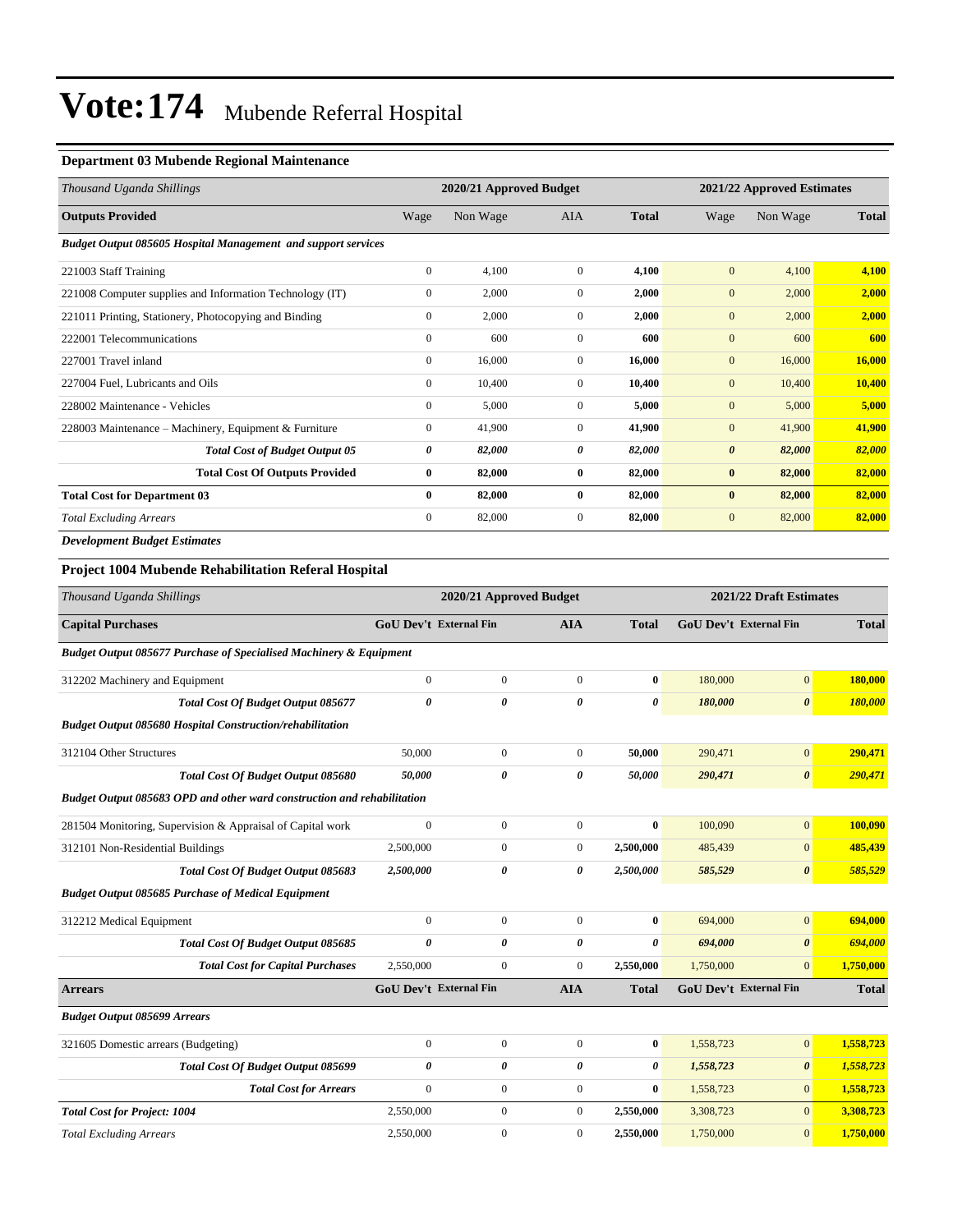# Vote:174 Mubende Referral Hospital

### Department 03 Mubende Regional Maintenance

| *Thousand Uganda Shillings* | 2020/21 Approved Budget | | | | 2021/22 Approved Estimates | | |
|---|---|---|---|---|---|---|---|
| **Outputs Provided** | Wage | Non Wage | AIA | **Total** | Wage | Non Wage | **Total** |
| ***Budget Output 085605 Hospital Management and support services*** | | | | | | | |
| 221003 Staff Training | 0 | 4,100 | 0 | **4,100** | 0 | 4,100 | **4,100** |
| 221008 Computer supplies and Information Technology (IT) | 0 | 2,000 | 0 | **2,000** | 0 | 2,000 | **2,000** |
| 221011 Printing, Stationery, Photocopying and Binding | 0 | 2,000 | 0 | **2,000** | 0 | 2,000 | **2,000** |
| 222001 Telecommunications | 0 | 600 | 0 | **600** | 0 | 600 | **600** |
| 227001 Travel inland | 0 | 16,000 | 0 | **16,000** | 0 | 16,000 | **16,000** |
| 227004 Fuel, Lubricants and Oils | 0 | 10,400 | 0 | **10,400** | 0 | 10,400 | **10,400** |
| 228002 Maintenance - Vehicles | 0 | 5,000 | 0 | **5,000** | 0 | 5,000 | **5,000** |
| 228003 Maintenance – Machinery, Equipment & Furniture | 0 | 41,900 | 0 | **41,900** | 0 | 41,900 | **41,900** |
| ***Total Cost of Budget Output 05*** | ***0*** | ***82,000*** | ***0*** | ***82,000*** | ***0*** | ***82,000*** | ***82,000*** |
| **Total Cost Of Outputs Provided** | **0** | **82,000** | **0** | **82,000** | **0** | **82,000** | **82,000** |
| **Total Cost for Department 03** | **0** | **82,000** | **0** | **82,000** | **0** | **82,000** | **82,000** |
| *Total Excluding Arrears* | 0 | 82,000 | 0 | **82,000** | 0 | 82,000 | **82,000** |

***Development Budget Estimates***

### Project 1004 Mubende Rehabilitation Referal Hospital

| *Thousand Uganda Shillings* | 2020/21 Approved Budget | | | | 2021/22 Draft Estimates | | |
|---|---|---|---|---|---|---|---|
| **Capital Purchases** | **GoU Dev't** | **External Fin** | **AIA** | **Total** | **GoU Dev't** | **External Fin** | **Total** |
| ***Budget Output 085677 Purchase of Specialised Machinery & Equipment*** | | | | | | | |
| 312202 Machinery and Equipment | 0 | 0 | 0 | **0** | 180,000 | 0 | **180,000** |
| ***Total Cost Of Budget Output 085677*** | ***0*** | ***0*** | ***0*** | ***0*** | ***180,000*** | ***0*** | ***180,000*** |
| ***Budget Output 085680 Hospital Construction/rehabilitation*** | | | | | | | |
| 312104 Other Structures | 50,000 | 0 | 0 | **50,000** | 290,471 | 0 | **290,471** |
| ***Total Cost Of Budget Output 085680*** | ***50,000*** | ***0*** | ***0*** | ***50,000*** | ***290,471*** | ***0*** | ***290,471*** |
| ***Budget Output 085683 OPD and other ward construction and rehabilitation*** | | | | | | | |
| 281504 Monitoring, Supervision & Appraisal of Capital work | 0 | 0 | 0 | **0** | 100,090 | 0 | **100,090** |
| 312101 Non-Residential Buildings | 2,500,000 | 0 | 0 | **2,500,000** | 485,439 | 0 | **485,439** |
| ***Total Cost Of Budget Output 085683*** | ***2,500,000*** | ***0*** | ***0*** | ***2,500,000*** | ***585,529*** | ***0*** | ***585,529*** |
| ***Budget Output 085685 Purchase of Medical Equipment*** | | | | | | | |
| 312212 Medical Equipment | 0 | 0 | 0 | **0** | 694,000 | 0 | **694,000** |
| ***Total Cost Of Budget Output 085685*** | ***0*** | ***0*** | ***0*** | ***0*** | ***694,000*** | ***0*** | ***694,000*** |
| ***Total Cost for Capital Purchases*** | 2,550,000 | 0 | 0 | **2,550,000** | 1,750,000 | 0 | **1,750,000** |
| **Arrears** | **GoU Dev't** | **External Fin** | **AIA** | **Total** | **GoU Dev't** | **External Fin** | **Total** |
| ***Budget Output 085699 Arrears*** | | | | | | | |
| 321605 Domestic arrears (Budgeting) | 0 | 0 | 0 | **0** | 1,558,723 | 0 | **1,558,723** |
| ***Total Cost Of Budget Output 085699*** | ***0*** | ***0*** | ***0*** | ***0*** | ***1,558,723*** | ***0*** | ***1,558,723*** |
| ***Total Cost for Arrears*** | 0 | 0 | 0 | **0** | 1,558,723 | 0 | **1,558,723** |
| ***Total Cost for Project: 1004*** | 2,550,000 | 0 | 0 | **2,550,000** | 3,308,723 | 0 | **3,308,723** |
| *Total Excluding Arrears* | 2,550,000 | 0 | 0 | **2,550,000** | 1,750,000 | 0 | **1,750,000** |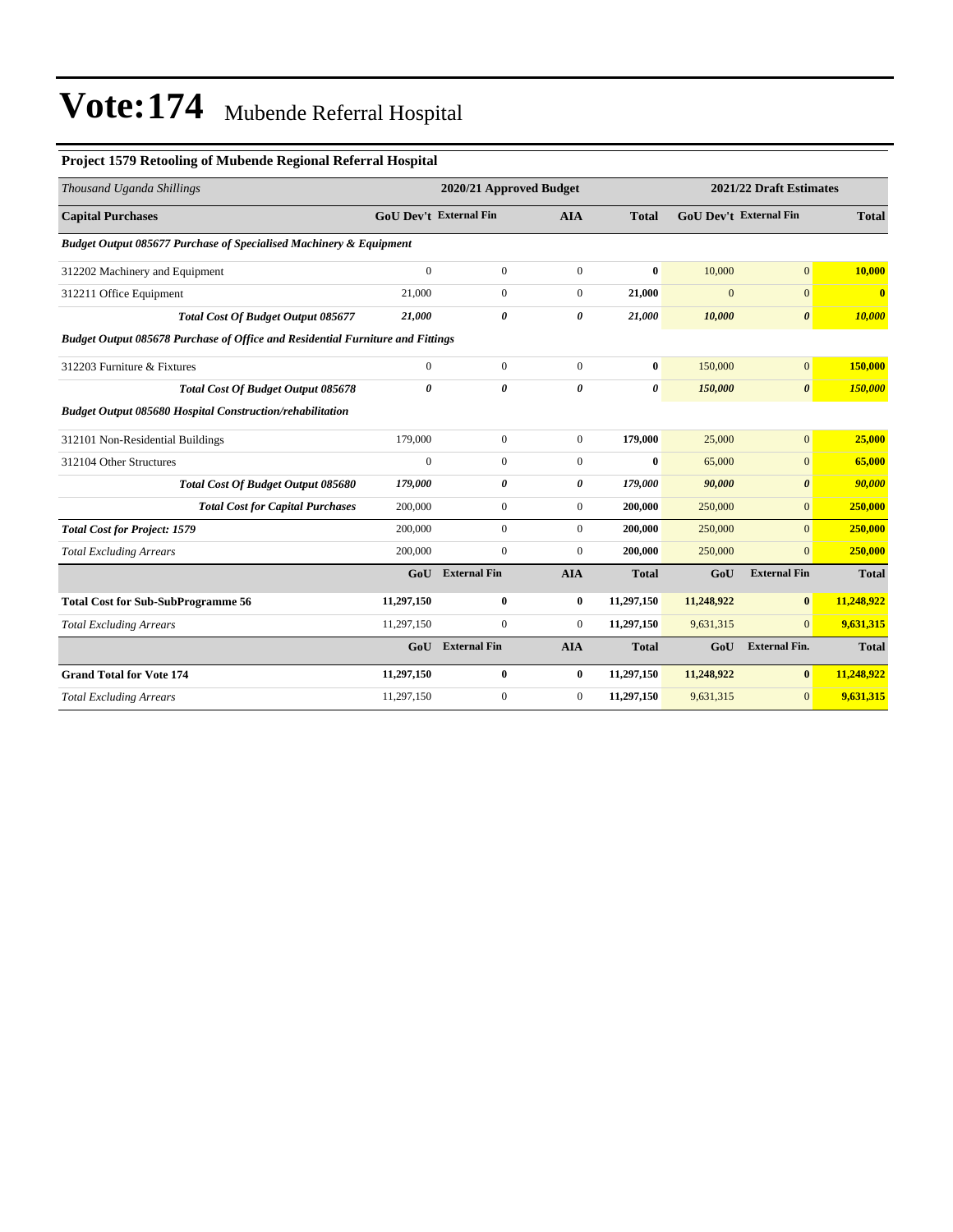# Vote:174 Mubende Referral Hospital

### Project 1579 Retooling of Mubende Regional Referral Hospital

| *Thousand Uganda Shillings* | 2020/21 Approved Budget | | | | 2021/22 Draft Estimates | | |
|---|---|---|---|---|---|---|---|
| **Capital Purchases** | **GoU Dev't** | **External Fin** | **AIA** | **Total** | **GoU Dev't** | **External Fin** | **Total** |
| ***Budget Output 085677 Purchase of Specialised Machinery & Equipment*** | | | | | | | |
| 312202 Machinery and Equipment | 0 | 0 | 0 | **0** | 10,000 | 0 | **10,000** |
| 312211 Office Equipment | 21,000 | 0 | 0 | **21,000** | 0 | 0 | **0** |
| ***Total Cost Of Budget Output 085677*** | ***21,000*** | ***0*** | ***0*** | ***21,000*** | ***10,000*** | ***0*** | ***10,000*** |
| ***Budget Output 085678 Purchase of Office and Residential Furniture and Fittings*** | | | | | | | |
| 312203 Furniture & Fixtures | 0 | 0 | 0 | **0** | 150,000 | 0 | **150,000** |
| ***Total Cost Of Budget Output 085678*** | ***0*** | ***0*** | ***0*** | ***0*** | ***150,000*** | ***0*** | ***150,000*** |
| ***Budget Output 085680 Hospital Construction/rehabilitation*** | | | | | | | |
| 312101 Non-Residential Buildings | 179,000 | 0 | 0 | **179,000** | 25,000 | 0 | **25,000** |
| 312104 Other Structures | 0 | 0 | 0 | **0** | 65,000 | 0 | **65,000** |
| ***Total Cost Of Budget Output 085680*** | ***179,000*** | ***0*** | ***0*** | ***179,000*** | ***90,000*** | ***0*** | ***90,000*** |
| ***Total Cost for Capital Purchases*** | 200,000 | 0 | 0 | **200,000** | 250,000 | 0 | **250,000** |
| ***Total Cost for Project: 1579*** | 200,000 | 0 | 0 | **200,000** | 250,000 | 0 | **250,000** |
| *Total Excluding Arrears* | 200,000 | 0 | 0 | **200,000** | 250,000 | 0 | **250,000** |
| | **GoU** | **External Fin** | **AIA** | **Total** | **GoU** | **External Fin** | **Total** |
| **Total Cost for Sub-SubProgramme 56** | **11,297,150** | **0** | **0** | **11,297,150** | **11,248,922** | **0** | **11,248,922** |
| *Total Excluding Arrears* | 11,297,150 | 0 | 0 | **11,297,150** | 9,631,315 | 0 | **9,631,315** |
| | **GoU** | **External Fin** | **AIA** | **Total** | **GoU** | **External Fin.** | **Total** |
| **Grand Total for Vote 174** | **11,297,150** | **0** | **0** | **11,297,150** | **11,248,922** | **0** | **11,248,922** |
| *Total Excluding Arrears* | 11,297,150 | 0 | 0 | **11,297,150** | 9,631,315 | 0 | **9,631,315** |